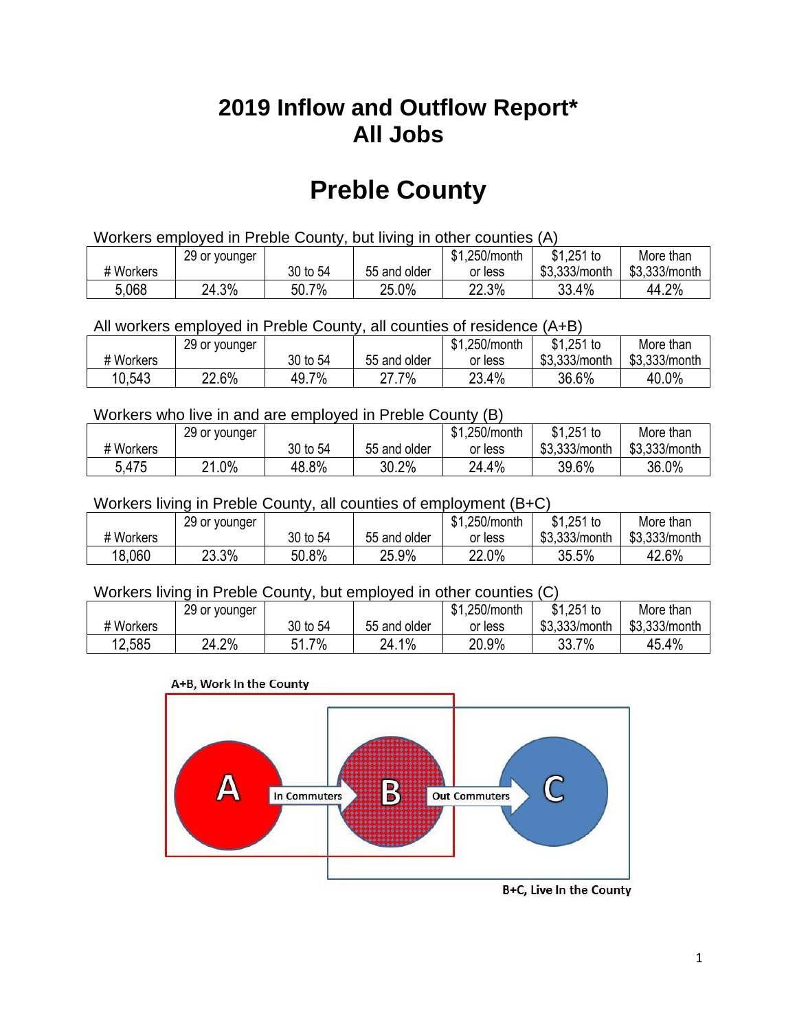# 2019 Inflow and Outflow Report* All Jobs

# Preble County

Workers employed in Preble County, but living in other counties (A)

| # Workers | 29 or younger | 30 to 54 | 55 and older | $1,250/month or less | $1,251 to $3,333/month | More than $3,333/month |
|---|---|---|---|---|---|---|
| 5,068 | 24.3% | 50.7% | 25.0% | 22.3% | 33.4% | 44.2% |

All workers employed in Preble County, all counties of residence (A+B)

| # Workers | 29 or younger | 30 to 54 | 55 and older | $1,250/month or less | $1,251 to $3,333/month | More than $3,333/month |
|---|---|---|---|---|---|---|
| 10,543 | 22.6% | 49.7% | 27.7% | 23.4% | 36.6% | 40.0% |

Workers who live in and are employed in Preble County (B)

| # Workers | 29 or younger | 30 to 54 | 55 and older | $1,250/month or less | $1,251 to $3,333/month | More than $3,333/month |
|---|---|---|---|---|---|---|
| 5,475 | 21.0% | 48.8% | 30.2% | 24.4% | 39.6% | 36.0% |

Workers living in Preble County, all counties of employment (B+C)

| # Workers | 29 or younger | 30 to 54 | 55 and older | $1,250/month or less | $1,251 to $3,333/month | More than $3,333/month |
|---|---|---|---|---|---|---|
| 18,060 | 23.3% | 50.8% | 25.9% | 22.0% | 35.5% | 42.6% |

Workers living in Preble County, but employed in other counties (C)

| # Workers | 29 or younger | 30 to 54 | 55 and older | $1,250/month or less | $1,251 to $3,333/month | More than $3,333/month |
|---|---|---|---|---|---|---|
| 12,585 | 24.2% | 51.7% | 24.1% | 20.9% | 33.7% | 45.4% |

A+B, Work In the County

A — In Commuters → B — Out Commuters → C

B+C, Live In the County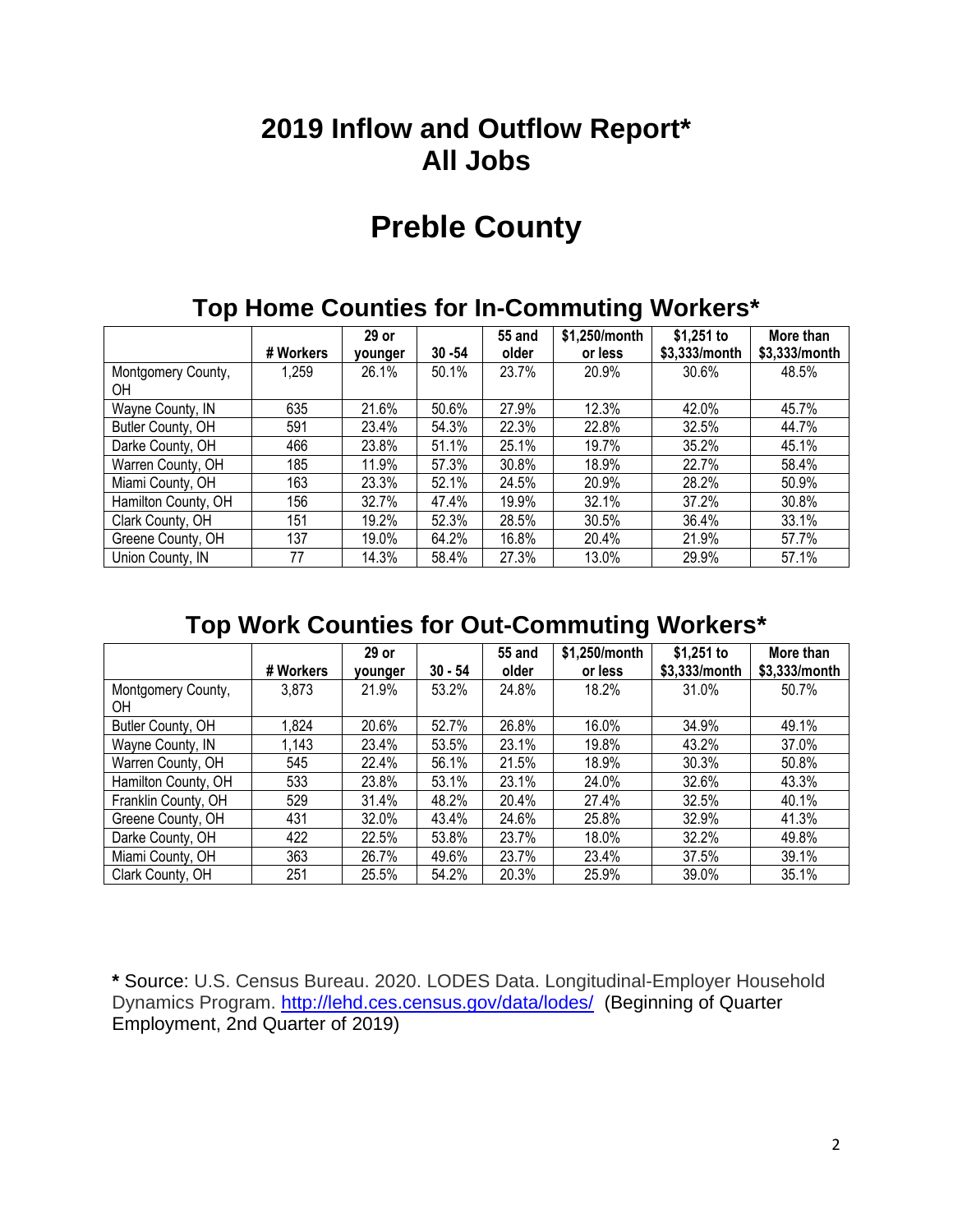# 2019 Inflow and Outflow Report*
# All Jobs

# Preble County

## Top Home Counties for In-Commuting Workers*

| | # Workers | 29 or younger | 30 -54 | 55 and older | $1,250/month or less | $1,251 to $3,333/month | More than $3,333/month |
|---|---|---|---|---|---|---|---|
| Montgomery County, OH | 1,259 | 26.1% | 50.1% | 23.7% | 20.9% | 30.6% | 48.5% |
| Wayne County, IN | 635 | 21.6% | 50.6% | 27.9% | 12.3% | 42.0% | 45.7% |
| Butler County, OH | 591 | 23.4% | 54.3% | 22.3% | 22.8% | 32.5% | 44.7% |
| Darke County, OH | 466 | 23.8% | 51.1% | 25.1% | 19.7% | 35.2% | 45.1% |
| Warren County, OH | 185 | 11.9% | 57.3% | 30.8% | 18.9% | 22.7% | 58.4% |
| Miami County, OH | 163 | 23.3% | 52.1% | 24.5% | 20.9% | 28.2% | 50.9% |
| Hamilton County, OH | 156 | 32.7% | 47.4% | 19.9% | 32.1% | 37.2% | 30.8% |
| Clark County, OH | 151 | 19.2% | 52.3% | 28.5% | 30.5% | 36.4% | 33.1% |
| Greene County, OH | 137 | 19.0% | 64.2% | 16.8% | 20.4% | 21.9% | 57.7% |
| Union County, IN | 77 | 14.3% | 58.4% | 27.3% | 13.0% | 29.9% | 57.1% |

## Top Work Counties for Out-Commuting Workers*

| | # Workers | 29 or younger | 30 - 54 | 55 and older | $1,250/month or less | $1,251 to $3,333/month | More than $3,333/month |
|---|---|---|---|---|---|---|---|
| Montgomery County, OH | 3,873 | 21.9% | 53.2% | 24.8% | 18.2% | 31.0% | 50.7% |
| Butler County, OH | 1,824 | 20.6% | 52.7% | 26.8% | 16.0% | 34.9% | 49.1% |
| Wayne County, IN | 1,143 | 23.4% | 53.5% | 23.1% | 19.8% | 43.2% | 37.0% |
| Warren County, OH | 545 | 22.4% | 56.1% | 21.5% | 18.9% | 30.3% | 50.8% |
| Hamilton County, OH | 533 | 23.8% | 53.1% | 23.1% | 24.0% | 32.6% | 43.3% |
| Franklin County, OH | 529 | 31.4% | 48.2% | 20.4% | 27.4% | 32.5% | 40.1% |
| Greene County, OH | 431 | 32.0% | 43.4% | 24.6% | 25.8% | 32.9% | 41.3% |
| Darke County, OH | 422 | 22.5% | 53.8% | 23.7% | 18.0% | 32.2% | 49.8% |
| Miami County, OH | 363 | 26.7% | 49.6% | 23.7% | 23.4% | 37.5% | 39.1% |
| Clark County, OH | 251 | 25.5% | 54.2% | 20.3% | 25.9% | 39.0% | 35.1% |

**\*** Source: U.S. Census Bureau. 2020. LODES Data. Longitudinal-Employer Household Dynamics Program. http://lehd.ces.census.gov/data/lodes/ (Beginning of Quarter Employment, 2nd Quarter of 2019)